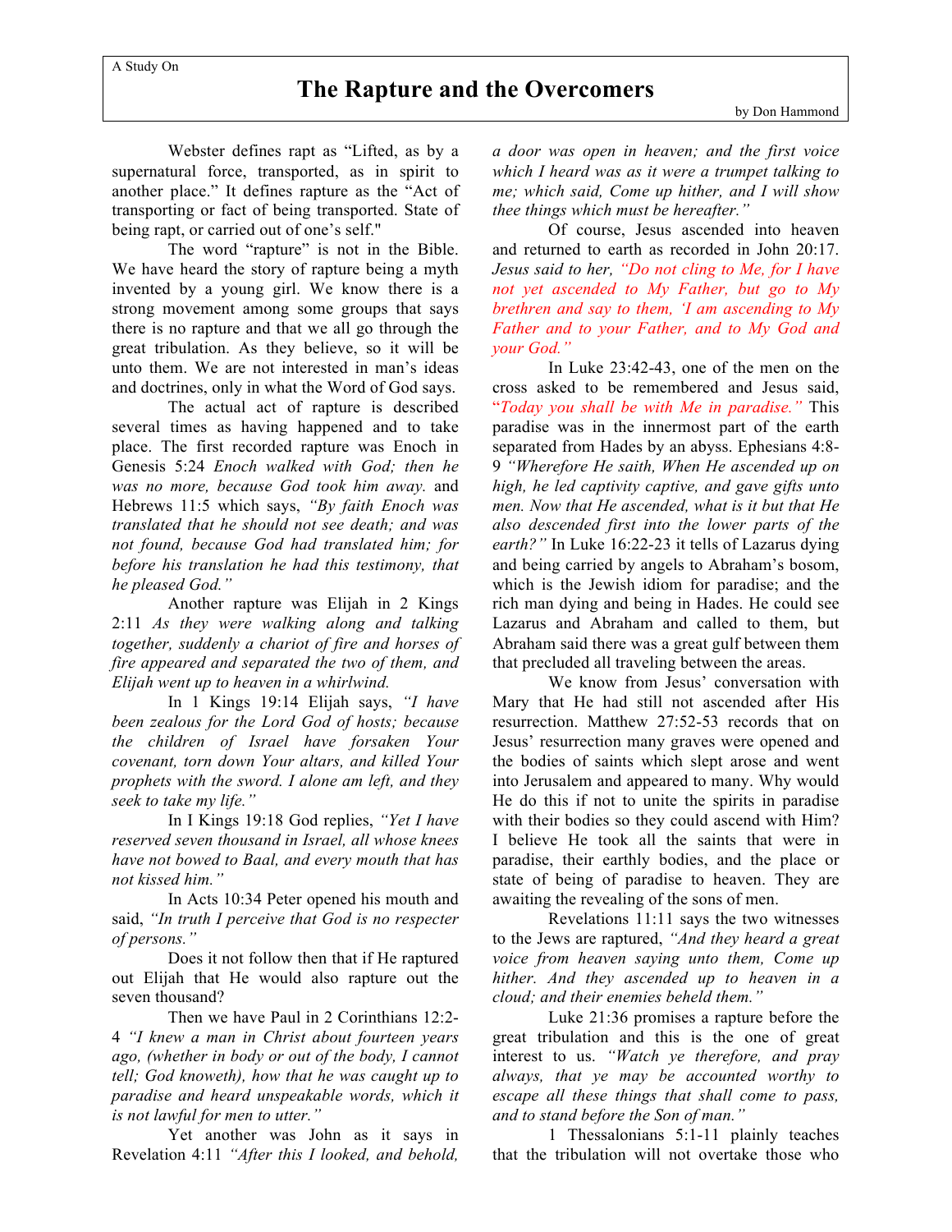A Study On

# The Rapture and the Overcomers

by Don Hammond

Webster defines rapt as "Lifted, as by a supernatural force, transported, as in spirit to another place." It defines rapture as the "Act of transporting or fact of being transported. State of being rapt, or carried out of one's self."

The word "rapture" is not in the Bible. We have heard the story of rapture being a myth invented by a young girl. We know there is a strong movement among some groups that says there is no rapture and that we all go through the great tribulation. As they believe, so it will be unto them. We are not interested in man's ideas and doctrines, only in what the Word of God says.

The actual act of rapture is described several times as having happened and to take place. The first recorded rapture was Enoch in Genesis 5:24 *Enoch walked with God; then he was no more, because God took him away.* and Hebrews 11:5 which says, *"By faith Enoch was translated that he should not see death; and was not found, because God had translated him; for before his translation he had this testimony, that he pleased God."*

Another rapture was Elijah in 2 Kings 2:11 *As they were walking along and talking together, suddenly a chariot of fire and horses of fire appeared and separated the two of them, and Elijah went up to heaven in a whirlwind.*

In 1 Kings 19:14 Elijah says, *"I have been zealous for the Lord God of hosts; because the children of Israel have forsaken Your covenant, torn down Your altars, and killed Your prophets with the sword. I alone am left, and they seek to take my life."*

In I Kings 19:18 God replies, *"Yet I have reserved seven thousand in Israel, all whose knees have not bowed to Baal, and every mouth that has not kissed him."*

In Acts 10:34 Peter opened his mouth and said, *"In truth I perceive that God is no respecter of persons."*

Does it not follow then that if He raptured out Elijah that He would also rapture out the seven thousand?

Then we have Paul in 2 Corinthians 12:2-4 *"I knew a man in Christ about fourteen years ago, (whether in body or out of the body, I cannot tell; God knoweth), how that he was caught up to paradise and heard unspeakable words, which it is not lawful for men to utter."*

Yet another was John as it says in Revelation 4:11 *"After this I looked, and behold, a door was open in heaven; and the first voice which I heard was as it were a trumpet talking to me; which said, Come up hither, and I will show thee things which must be hereafter."*

Of course, Jesus ascended into heaven and returned to earth as recorded in John 20:17. *Jesus said to her, "Do not cling to Me, for I have not yet ascended to My Father, but go to My brethren and say to them, 'I am ascending to My Father and to your Father, and to My God and your God."*

In Luke 23:42-43, one of the men on the cross asked to be remembered and Jesus said, "*Today you shall be with Me in paradise."* This paradise was in the innermost part of the earth separated from Hades by an abyss. Ephesians 4:8-9 *"Wherefore He saith, When He ascended up on high, he led captivity captive, and gave gifts unto men. Now that He ascended, what is it but that He also descended first into the lower parts of the earth?"* In Luke 16:22-23 it tells of Lazarus dying and being carried by angels to Abraham's bosom, which is the Jewish idiom for paradise; and the rich man dying and being in Hades. He could see Lazarus and Abraham and called to them, but Abraham said there was a great gulf between them that precluded all traveling between the areas.

We know from Jesus' conversation with Mary that He had still not ascended after His resurrection. Matthew 27:52-53 records that on Jesus' resurrection many graves were opened and the bodies of saints which slept arose and went into Jerusalem and appeared to many. Why would He do this if not to unite the spirits in paradise with their bodies so they could ascend with Him? I believe He took all the saints that were in paradise, their earthly bodies, and the place or state of being of paradise to heaven. They are awaiting the revealing of the sons of men.

Revelations 11:11 says the two witnesses to the Jews are raptured, *"And they heard a great voice from heaven saying unto them, Come up hither. And they ascended up to heaven in a cloud; and their enemies beheld them."*

Luke 21:36 promises a rapture before the great tribulation and this is the one of great interest to us. *"Watch ye therefore, and pray always, that ye may be accounted worthy to escape all these things that shall come to pass, and to stand before the Son of man."*

1 Thessalonians 5:1-11 plainly teaches that the tribulation will not overtake those who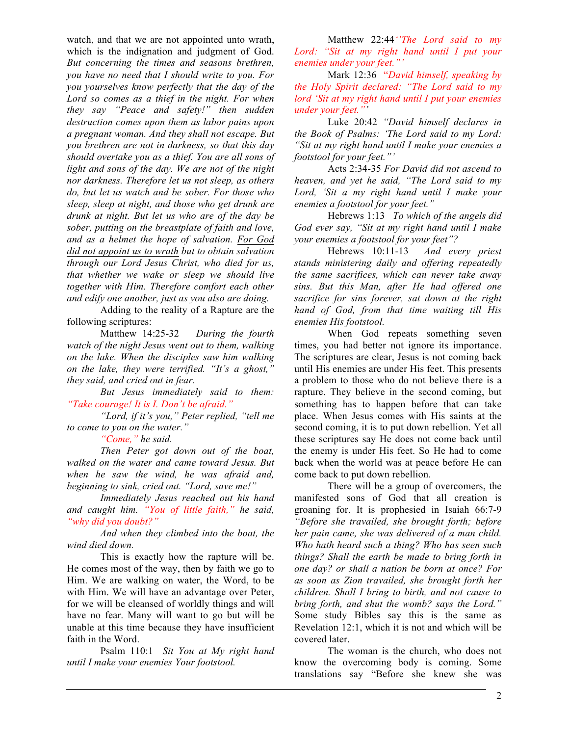watch, and that we are not appointed unto wrath, which is the indignation and judgment of God. *But concerning the times and seasons brethren, you have no need that I should write to you. For you yourselves know perfectly that the day of the Lord so comes as a thief in the night. For when they say "Peace and safety!" then sudden destruction comes upon them as labor pains upon a pregnant woman. And they shall not escape. But you brethren are not in darkness, so that this day should overtake you as a thief. You are all sons of light and sons of the day. We are not of the night nor darkness. Therefore let us not sleep, as others do, but let us watch and be sober. For those who sleep, sleep at night, and those who get drunk are drunk at night. But let us who are of the day be sober, putting on the breastplate of faith and love, and as a helmet the hope of salvation. <u>For God did not appoint us to wrath</u> but to obtain salvation through our Lord Jesus Christ, who died for us, that whether we wake or sleep we should live together with Him. Therefore comfort each other and edify one another, just as you also are doing.*

Adding to the reality of a Rapture are the following scriptures:

Matthew 14:25-32 *During the fourth watch of the night Jesus went out to them, walking on the lake. When the disciples saw him walking on the lake, they were terrified. "It's a ghost," they said, and cried out in fear.*

*But Jesus immediately said to them: "Take courage! It is I. Don't be afraid."*

*"Lord, if it's you," Peter replied, "tell me to come to you on the water."*

*"Come," he said.*

*Then Peter got down out of the boat, walked on the water and came toward Jesus. But when he saw the wind, he was afraid and, beginning to sink, cried out. "Lord, save me!"*

*Immediately Jesus reached out his hand and caught him. "You of little faith," he said, "why did you doubt?"*

*And when they climbed into the boat, the wind died down.*

This is exactly how the rapture will be. He comes most of the way, then by faith we go to Him. We are walking on water, the Word, to be with Him. We will have an advantage over Peter, for we will be cleansed of worldly things and will have no fear. Many will want to go but will be unable at this time because they have insufficient faith in the Word.

Psalm 110:1 *Sit You at My right hand until I make your enemies Your footstool.*

Matthew 22:44 *''The Lord said to my Lord: "Sit at my right hand until I put your enemies under your feet."'*

Mark 12:36 "*David himself, speaking by the Holy Spirit declared: "The Lord said to my lord 'Sit at my right hand until I put your enemies under your feet."'*

Luke 20:42 *"David himself declares in the Book of Psalms: 'The Lord said to my Lord: "Sit at my right hand until I make your enemies a footstool for your feet."'*

Acts 2:34-35 *For David did not ascend to heaven, and yet he said, "The Lord said to my Lord, 'Sit a my right hand until I make your enemies a footstool for your feet."*

Hebrews 1:13 *To which of the angels did God ever say, "Sit at my right hand until I make your enemies a footstool for your feet"?*

Hebrews 10:11-13 *And every priest stands ministering daily and offering repeatedly the same sacrifices, which can never take away sins. But this Man, after He had offered one sacrifice for sins forever, sat down at the right hand of God, from that time waiting till His enemies His footstool.*

When God repeats something seven times, you had better not ignore its importance. The scriptures are clear, Jesus is not coming back until His enemies are under His feet. This presents a problem to those who do not believe there is a rapture. They believe in the second coming, but something has to happen before that can take place. When Jesus comes with His saints at the second coming, it is to put down rebellion. Yet all these scriptures say He does not come back until the enemy is under His feet. So He had to come back when the world was at peace before He can come back to put down rebellion.

There will be a group of overcomers, the manifested sons of God that all creation is groaning for. It is prophesied in Isaiah 66:7-9 *"Before she travailed, she brought forth; before her pain came, she was delivered of a man child. Who hath heard such a thing? Who has seen such things? Shall the earth be made to bring forth in one day? or shall a nation be born at once? For as soon as Zion travailed, she brought forth her children. Shall I bring to birth, and not cause to bring forth, and shut the womb? says the Lord."* Some study Bibles say this is the same as Revelation 12:1, which it is not and which will be covered later.

The woman is the church, who does not know the overcoming body is coming. Some translations say "Before she knew she was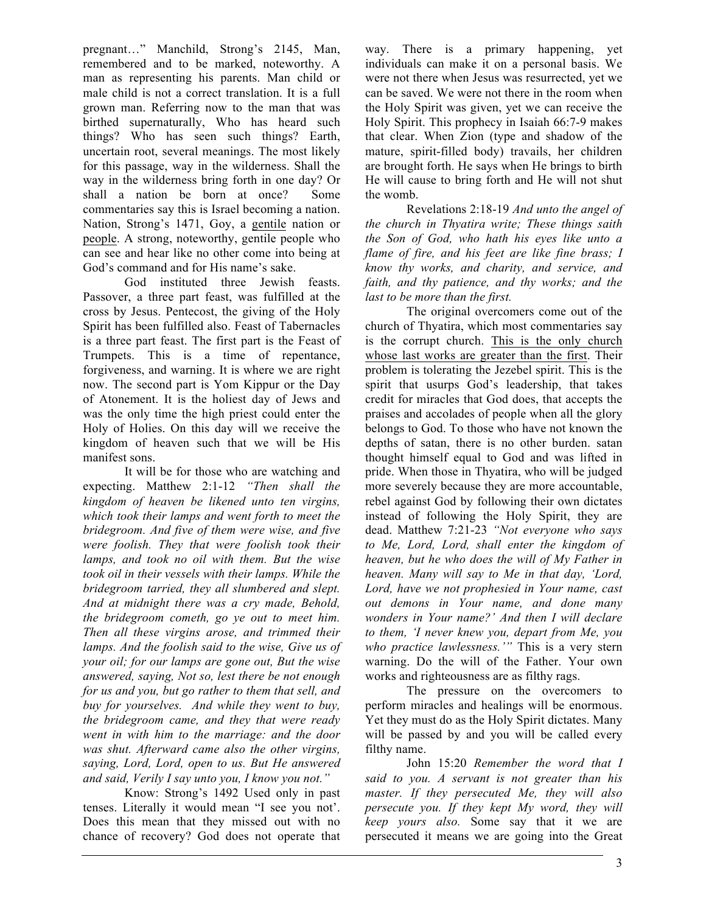pregnant…" Manchild, Strong's 2145, Man, remembered and to be marked, noteworthy. A man as representing his parents. Man child or male child is not a correct translation. It is a full grown man. Referring now to the man that was birthed supernaturally, Who has heard such things? Who has seen such things? Earth, uncertain root, several meanings. The most likely for this passage, way in the wilderness. Shall the way in the wilderness bring forth in one day? Or shall a nation be born at once? Some commentaries say this is Israel becoming a nation. Nation, Strong's 1471, Goy, a gentile nation or people. A strong, noteworthy, gentile people who can see and hear like no other come into being at God's command and for His name's sake.

God instituted three Jewish feasts. Passover, a three part feast, was fulfilled at the cross by Jesus. Pentecost, the giving of the Holy Spirit has been fulfilled also. Feast of Tabernacles is a three part feast. The first part is the Feast of Trumpets. This is a time of repentance, forgiveness, and warning. It is where we are right now. The second part is Yom Kippur or the Day of Atonement. It is the holiest day of Jews and was the only time the high priest could enter the Holy of Holies. On this day will we receive the kingdom of heaven such that we will be His manifest sons.

It will be for those who are watching and expecting. Matthew 2:1-12 *"Then shall the kingdom of heaven be likened unto ten virgins, which took their lamps and went forth to meet the bridegroom. And five of them were wise, and five were foolish. They that were foolish took their lamps, and took no oil with them. But the wise took oil in their vessels with their lamps. While the bridegroom tarried, they all slumbered and slept. And at midnight there was a cry made, Behold, the bridegroom cometh, go ye out to meet him. Then all these virgins arose, and trimmed their lamps. And the foolish said to the wise, Give us of your oil; for our lamps are gone out, But the wise answered, saying, Not so, lest there be not enough for us and you, but go rather to them that sell, and buy for yourselves. And while they went to buy, the bridegroom came, and they that were ready went in with him to the marriage: and the door was shut. Afterward came also the other virgins, saying, Lord, Lord, open to us. But He answered and said, Verily I say unto you, I know you not."*

Know: Strong's 1492 Used only in past tenses. Literally it would mean "I see you not'. Does this mean that they missed out with no chance of recovery? God does not operate that way. There is a primary happening, yet individuals can make it on a personal basis. We were not there when Jesus was resurrected, yet we can be saved. We were not there in the room when the Holy Spirit was given, yet we can receive the Holy Spirit. This prophecy in Isaiah 66:7-9 makes that clear. When Zion (type and shadow of the mature, spirit-filled body) travails, her children are brought forth. He says when He brings to birth He will cause to bring forth and He will not shut the womb.

Revelations 2:18-19 *And unto the angel of the church in Thyatira write; These things saith the Son of God, who hath his eyes like unto a flame of fire, and his feet are like fine brass; I know thy works, and charity, and service, and faith, and thy patience, and thy works; and the last to be more than the first.*

The original overcomers come out of the church of Thyatira, which most commentaries say is the corrupt church. This is the only church whose last works are greater than the first. Their problem is tolerating the Jezebel spirit. This is the spirit that usurps God's leadership, that takes credit for miracles that God does, that accepts the praises and accolades of people when all the glory belongs to God. To those who have not known the depths of satan, there is no other burden. satan thought himself equal to God and was lifted in pride. When those in Thyatira, who will be judged more severely because they are more accountable, rebel against God by following their own dictates instead of following the Holy Spirit, they are dead. Matthew 7:21-23 *"Not everyone who says to Me, Lord, Lord, shall enter the kingdom of heaven, but he who does the will of My Father in heaven. Many will say to Me in that day, 'Lord, Lord, have we not prophesied in Your name, cast out demons in Your name, and done many wonders in Your name?' And then I will declare to them, 'I never knew you, depart from Me, you who practice lawlessness.'"* This is a very stern warning. Do the will of the Father. Your own works and righteousness are as filthy rags.

The pressure on the overcomers to perform miracles and healings will be enormous. Yet they must do as the Holy Spirit dictates. Many will be passed by and you will be called every filthy name.

John 15:20 *Remember the word that I said to you. A servant is not greater than his master. If they persecuted Me, they will also persecute you. If they kept My word, they will keep yours also.* Some say that it we are persecuted it means we are going into the Great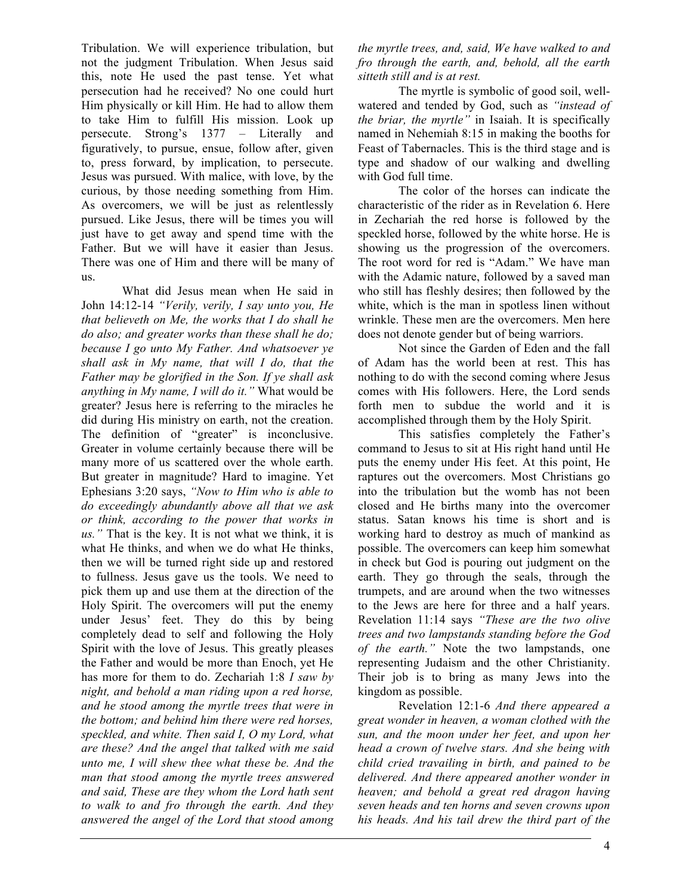Tribulation. We will experience tribulation, but not the judgment Tribulation. When Jesus said this, note He used the past tense. Yet what persecution had he received? No one could hurt Him physically or kill Him. He had to allow them to take Him to fulfill His mission. Look up persecute. Strong's 1377 – Literally and figuratively, to pursue, ensue, follow after, given to, press forward, by implication, to persecute. Jesus was pursued. With malice, with love, by the curious, by those needing something from Him. As overcomers, we will be just as relentlessly pursued. Like Jesus, there will be times you will just have to get away and spend time with the Father. But we will have it easier than Jesus. There was one of Him and there will be many of us.

What did Jesus mean when He said in John 14:12-14 *"Verily, verily, I say unto you, He that believeth on Me, the works that I do shall he do also; and greater works than these shall he do; because I go unto My Father. And whatsoever ye shall ask in My name, that will I do, that the Father may be glorified in the Son. If ye shall ask anything in My name, I will do it."* What would be greater? Jesus here is referring to the miracles he did during His ministry on earth, not the creation. The definition of "greater" is inconclusive. Greater in volume certainly because there will be many more of us scattered over the whole earth. But greater in magnitude? Hard to imagine. Yet Ephesians 3:20 says, *"Now to Him who is able to do exceedingly abundantly above all that we ask or think, according to the power that works in us."* That is the key. It is not what we think, it is what He thinks, and when we do what He thinks, then we will be turned right side up and restored to fullness. Jesus gave us the tools. We need to pick them up and use them at the direction of the Holy Spirit. The overcomers will put the enemy under Jesus' feet. They do this by being completely dead to self and following the Holy Spirit with the love of Jesus. This greatly pleases the Father and would be more than Enoch, yet He has more for them to do. Zechariah 1:8 *I saw by night, and behold a man riding upon a red horse, and he stood among the myrtle trees that were in the bottom; and behind him there were red horses, speckled, and white. Then said I, O my Lord, what are these? And the angel that talked with me said unto me, I will shew thee what these be. And the man that stood among the myrtle trees answered and said, These are they whom the Lord hath sent to walk to and fro through the earth. And they answered the angel of the Lord that stood among the myrtle trees, and, said, We have walked to and fro through the earth, and, behold, all the earth sitteth still and is at rest.*

The myrtle is symbolic of good soil, well-watered and tended by God, such as *"instead of the briar, the myrtle"* in Isaiah. It is specifically named in Nehemiah 8:15 in making the booths for Feast of Tabernacles. This is the third stage and is type and shadow of our walking and dwelling with God full time.

The color of the horses can indicate the characteristic of the rider as in Revelation 6. Here in Zechariah the red horse is followed by the speckled horse, followed by the white horse. He is showing us the progression of the overcomers. The root word for red is "Adam." We have man with the Adamic nature, followed by a saved man who still has fleshly desires; then followed by the white, which is the man in spotless linen without wrinkle. These men are the overcomers. Men here does not denote gender but of being warriors.

Not since the Garden of Eden and the fall of Adam has the world been at rest. This has nothing to do with the second coming where Jesus comes with His followers. Here, the Lord sends forth men to subdue the world and it is accomplished through them by the Holy Spirit.

This satisfies completely the Father's command to Jesus to sit at His right hand until He puts the enemy under His feet. At this point, He raptures out the overcomers. Most Christians go into the tribulation but the womb has not been closed and He births many into the overcomer status. Satan knows his time is short and is working hard to destroy as much of mankind as possible. The overcomers can keep him somewhat in check but God is pouring out judgment on the earth. They go through the seals, through the trumpets, and are around when the two witnesses to the Jews are here for three and a half years. Revelation 11:14 says *"These are the two olive trees and two lampstands standing before the God of the earth."* Note the two lampstands, one representing Judaism and the other Christianity. Their job is to bring as many Jews into the kingdom as possible.

Revelation 12:1-6 *And there appeared a great wonder in heaven, a woman clothed with the sun, and the moon under her feet, and upon her head a crown of twelve stars. And she being with child cried travailing in birth, and pained to be delivered. And there appeared another wonder in heaven; and behold a great red dragon having seven heads and ten horns and seven crowns upon his heads. And his tail drew the third part of the*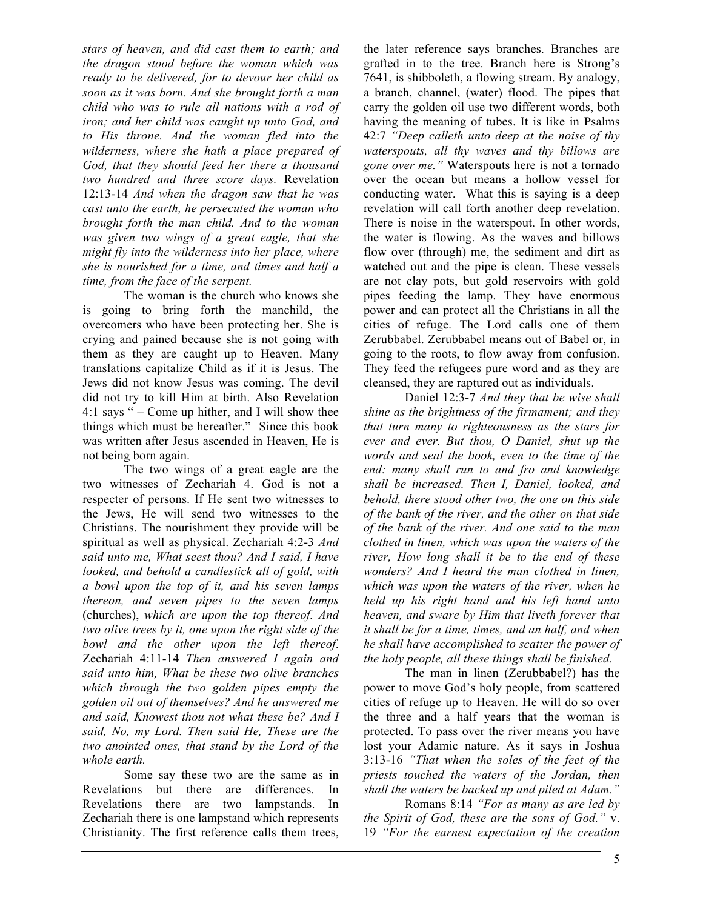*stars of heaven, and did cast them to earth; and the dragon stood before the woman which was ready to be delivered, for to devour her child as soon as it was born. And she brought forth a man child who was to rule all nations with a rod of iron; and her child was caught up unto God, and to His throne. And the woman fled into the wilderness, where she hath a place prepared of God, that they should feed her there a thousand two hundred and three score days.* Revelation 12:13-14 *And when the dragon saw that he was cast unto the earth, he persecuted the woman who brought forth the man child. And to the woman was given two wings of a great eagle, that she might fly into the wilderness into her place, where she is nourished for a time, and times and half a time, from the face of the serpent.*

The woman is the church who knows she is going to bring forth the manchild, the overcomers who have been protecting her. She is crying and pained because she is not going with them as they are caught up to Heaven. Many translations capitalize Child as if it is Jesus. The Jews did not know Jesus was coming. The devil did not try to kill Him at birth. Also Revelation 4:1 says " – Come up hither, and I will show thee things which must be hereafter." Since this book was written after Jesus ascended in Heaven, He is not being born again.

The two wings of a great eagle are the two witnesses of Zechariah 4. God is not a respecter of persons. If He sent two witnesses to the Jews, He will send two witnesses to the Christians. The nourishment they provide will be spiritual as well as physical. Zechariah 4:2-3 *And said unto me, What seest thou? And I said, I have looked, and behold a candlestick all of gold, with a bowl upon the top of it, and his seven lamps thereon, and seven pipes to the seven lamps* (churches), *which are upon the top thereof. And two olive trees by it, one upon the right side of the bowl and the other upon the left thereof*. Zechariah 4:11-14 *Then answered I again and said unto him, What be these two olive branches which through the two golden pipes empty the golden oil out of themselves? And he answered me and said, Knowest thou not what these be? And I said, No, my Lord. Then said He, These are the two anointed ones, that stand by the Lord of the whole earth.*

Some say these two are the same as in Revelations but there are differences. In Revelations there are two lampstands. In Zechariah there is one lampstand which represents Christianity. The first reference calls them trees, the later reference says branches. Branches are grafted in to the tree. Branch here is Strong's 7641, is shibboleth, a flowing stream. By analogy, a branch, channel, (water) flood. The pipes that carry the golden oil use two different words, both having the meaning of tubes. It is like in Psalms 42:7 *"Deep calleth unto deep at the noise of thy waterspouts, all thy waves and thy billows are gone over me."* Waterspouts here is not a tornado over the ocean but means a hollow vessel for conducting water. What this is saying is a deep revelation will call forth another deep revelation. There is noise in the waterspout. In other words, the water is flowing. As the waves and billows flow over (through) me, the sediment and dirt as watched out and the pipe is clean. These vessels are not clay pots, but gold reservoirs with gold pipes feeding the lamp. They have enormous power and can protect all the Christians in all the cities of refuge. The Lord calls one of them Zerubbabel. Zerubbabel means out of Babel or, in going to the roots, to flow away from confusion. They feed the refugees pure word and as they are cleansed, they are raptured out as individuals.

Daniel 12:3-7 *And they that be wise shall shine as the brightness of the firmament; and they that turn many to righteousness as the stars for ever and ever. But thou, O Daniel, shut up the words and seal the book, even to the time of the end: many shall run to and fro and knowledge shall be increased. Then I, Daniel, looked, and behold, there stood other two, the one on this side of the bank of the river, and the other on that side of the bank of the river. And one said to the man clothed in linen, which was upon the waters of the river, How long shall it be to the end of these wonders? And I heard the man clothed in linen, which was upon the waters of the river, when he held up his right hand and his left hand unto heaven, and sware by Him that liveth forever that it shall be for a time, times, and an half, and when he shall have accomplished to scatter the power of the holy people, all these things shall be finished.*

The man in linen (Zerubbabel?) has the power to move God's holy people, from scattered cities of refuge up to Heaven. He will do so over the three and a half years that the woman is protected. To pass over the river means you have lost your Adamic nature. As it says in Joshua 3:13-16 *"That when the soles of the feet of the priests touched the waters of the Jordan, then shall the waters be backed up and piled at Adam."*

Romans 8:14 *"For as many as are led by the Spirit of God, these are the sons of God."* v. 19 *"For the earnest expectation of the creation*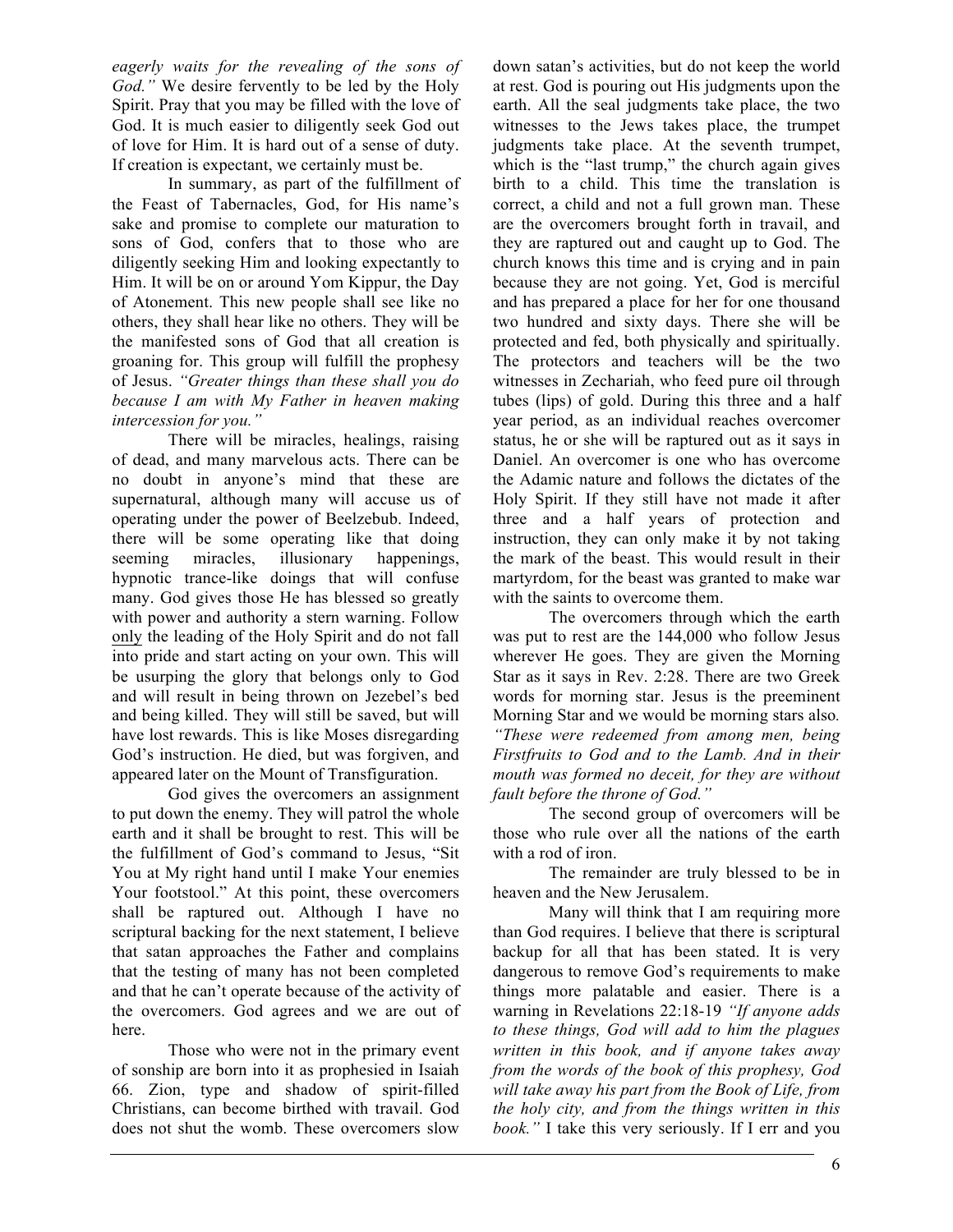*eagerly waits for the revealing of the sons of God."* We desire fervently to be led by the Holy Spirit. Pray that you may be filled with the love of God. It is much easier to diligently seek God out of love for Him. It is hard out of a sense of duty. If creation is expectant, we certainly must be.

In summary, as part of the fulfillment of the Feast of Tabernacles, God, for His name's sake and promise to complete our maturation to sons of God, confers that to those who are diligently seeking Him and looking expectantly to Him. It will be on or around Yom Kippur, the Day of Atonement. This new people shall see like no others, they shall hear like no others. They will be the manifested sons of God that all creation is groaning for. This group will fulfill the prophesy of Jesus. *"Greater things than these shall you do because I am with My Father in heaven making intercession for you."*

There will be miracles, healings, raising of dead, and many marvelous acts. There can be no doubt in anyone's mind that these are supernatural, although many will accuse us of operating under the power of Beelzebub. Indeed, there will be some operating like that doing seeming miracles, illusionary happenings, hypnotic trance-like doings that will confuse many. God gives those He has blessed so greatly with power and authority a stern warning. Follow <u>only</u> the leading of the Holy Spirit and do not fall into pride and start acting on your own. This will be usurping the glory that belongs only to God and will result in being thrown on Jezebel's bed and being killed. They will still be saved, but will have lost rewards. This is like Moses disregarding God's instruction. He died, but was forgiven, and appeared later on the Mount of Transfiguration.

God gives the overcomers an assignment to put down the enemy. They will patrol the whole earth and it shall be brought to rest. This will be the fulfillment of God's command to Jesus, "Sit You at My right hand until I make Your enemies Your footstool." At this point, these overcomers shall be raptured out. Although I have no scriptural backing for the next statement, I believe that satan approaches the Father and complains that the testing of many has not been completed and that he can't operate because of the activity of the overcomers. God agrees and we are out of here.

Those who were not in the primary event of sonship are born into it as prophesied in Isaiah 66. Zion, type and shadow of spirit-filled Christians, can become birthed with travail. God does not shut the womb. These overcomers slow down satan's activities, but do not keep the world at rest. God is pouring out His judgments upon the earth. All the seal judgments take place, the two witnesses to the Jews takes place, the trumpet judgments take place. At the seventh trumpet, which is the "last trump," the church again gives birth to a child. This time the translation is correct, a child and not a full grown man. These are the overcomers brought forth in travail, and they are raptured out and caught up to God. The church knows this time and is crying and in pain because they are not going. Yet, God is merciful and has prepared a place for her for one thousand two hundred and sixty days. There she will be protected and fed, both physically and spiritually. The protectors and teachers will be the two witnesses in Zechariah, who feed pure oil through tubes (lips) of gold. During this three and a half year period, as an individual reaches overcomer status, he or she will be raptured out as it says in Daniel. An overcomer is one who has overcome the Adamic nature and follows the dictates of the Holy Spirit. If they still have not made it after three and a half years of protection and instruction, they can only make it by not taking the mark of the beast. This would result in their martyrdom, for the beast was granted to make war with the saints to overcome them.

The overcomers through which the earth was put to rest are the 144,000 who follow Jesus wherever He goes. They are given the Morning Star as it says in Rev. 2:28. There are two Greek words for morning star. Jesus is the preeminent Morning Star and we would be morning stars also. *"These were redeemed from among men, being Firstfruits to God and to the Lamb. And in their mouth was formed no deceit, for they are without fault before the throne of God."*

The second group of overcomers will be those who rule over all the nations of the earth with a rod of iron.

The remainder are truly blessed to be in heaven and the New Jerusalem.

Many will think that I am requiring more than God requires. I believe that there is scriptural backup for all that has been stated. It is very dangerous to remove God's requirements to make things more palatable and easier. There is a warning in Revelations 22:18-19 *"If anyone adds to these things, God will add to him the plagues written in this book, and if anyone takes away from the words of the book of this prophesy, God will take away his part from the Book of Life, from the holy city, and from the things written in this book."* I take this very seriously. If I err and you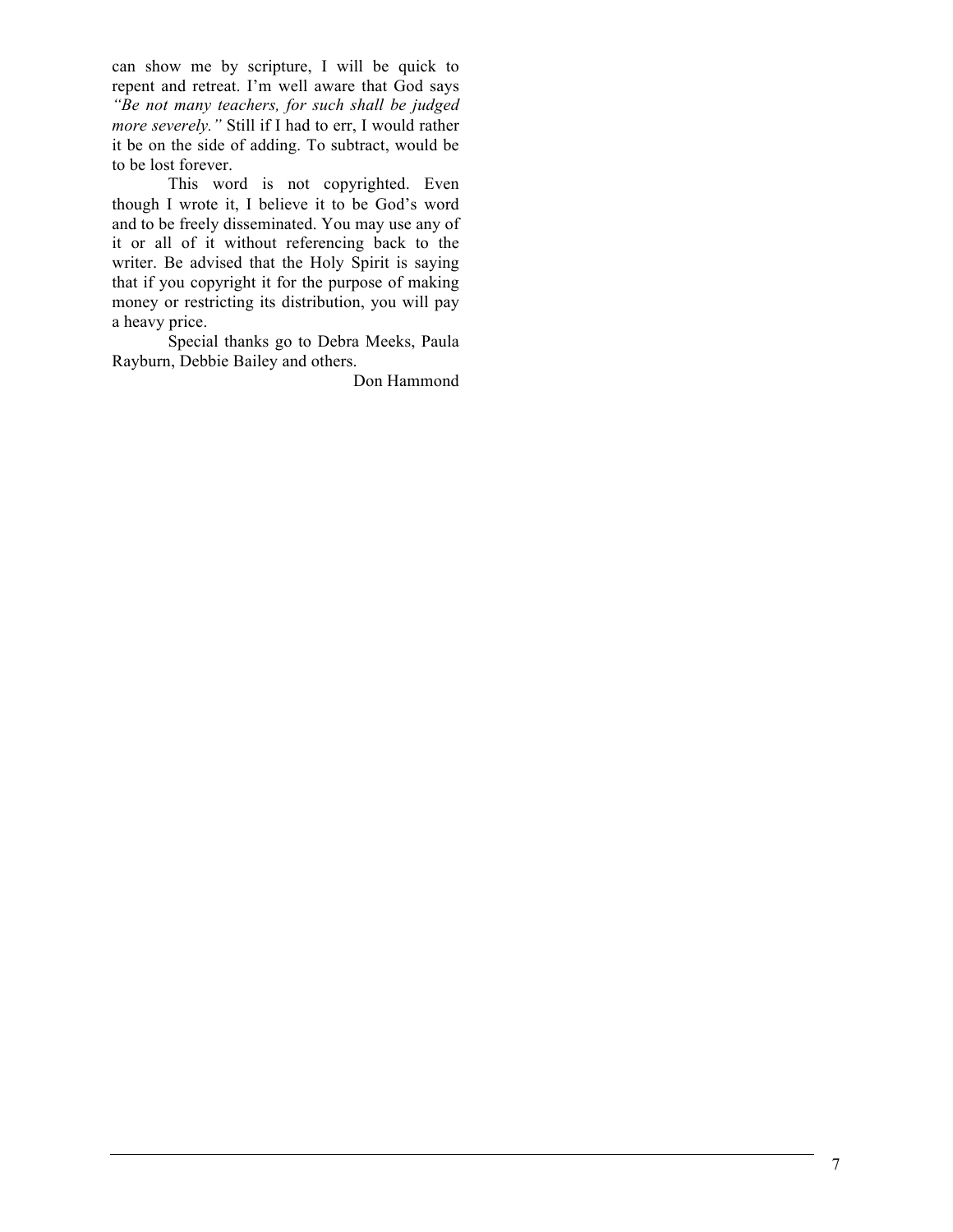can show me by scripture, I will be quick to repent and retreat. I'm well aware that God says *"Be not many teachers, for such shall be judged more severely."* Still if I had to err, I would rather it be on the side of adding. To subtract, would be to be lost forever.

This word is not copyrighted. Even though I wrote it, I believe it to be God's word and to be freely disseminated. You may use any of it or all of it without referencing back to the writer. Be advised that the Holy Spirit is saying that if you copyright it for the purpose of making money or restricting its distribution, you will pay a heavy price.

Special thanks go to Debra Meeks, Paula Rayburn, Debbie Bailey and others.

Don Hammond